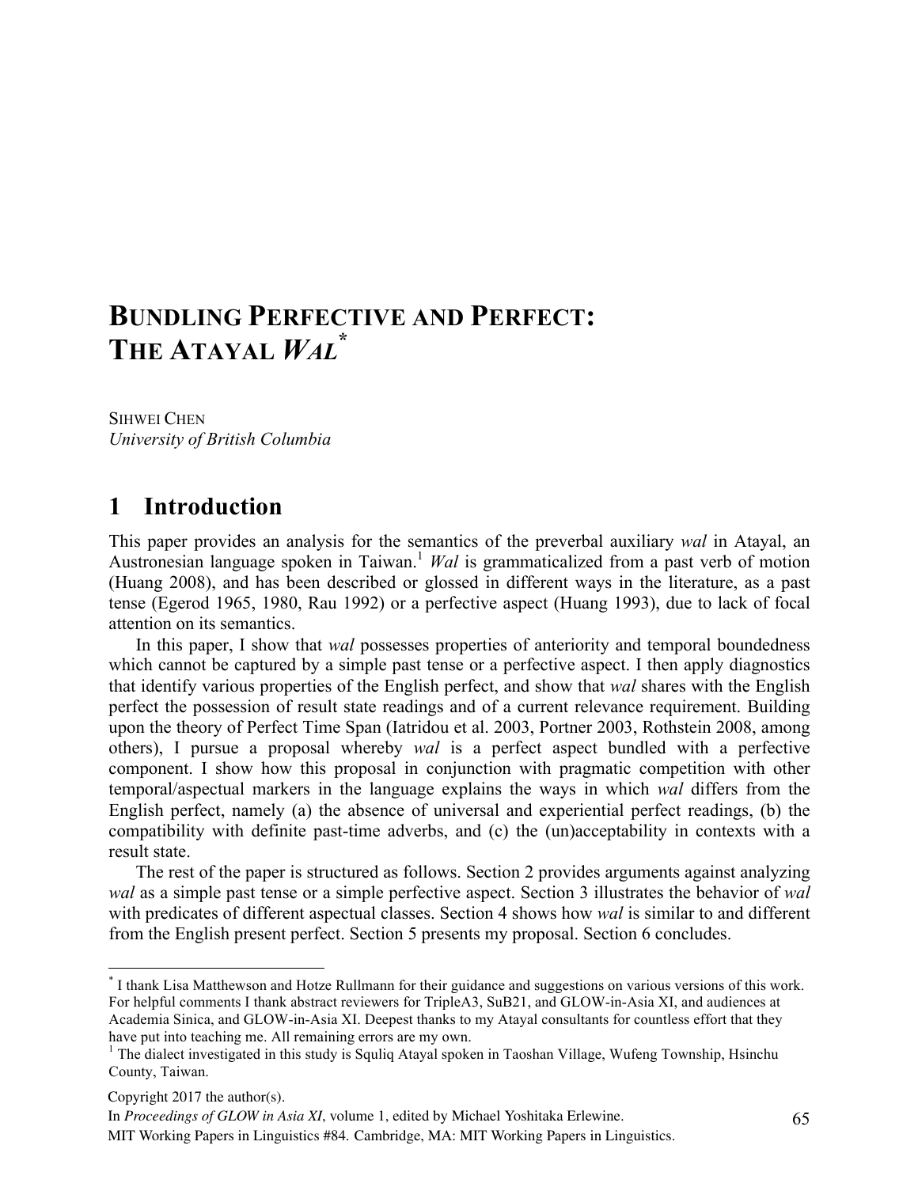# BUNDLING PERFECTIVE AND PERFECT: THE ATAYAL *WAL*[*]

SIHWEI CHEN
*University of British Columbia*

## 1 Introduction

This paper provides an analysis for the semantics of the preverbal auxiliary *wal* in Atayal, an Austronesian language spoken in Taiwan.[1] *Wal* is grammaticalized from a past verb of motion (Huang 2008), and has been described or glossed in different ways in the literature, as a past tense (Egerod 1965, 1980, Rau 1992) or a perfective aspect (Huang 1993), due to lack of focal attention on its semantics.

In this paper, I show that *wal* possesses properties of anteriority and temporal boundedness which cannot be captured by a simple past tense or a perfective aspect. I then apply diagnostics that identify various properties of the English perfect, and show that *wal* shares with the English perfect the possession of result state readings and of a current relevance requirement. Building upon the theory of Perfect Time Span (Iatridou et al. 2003, Portner 2003, Rothstein 2008, among others), I pursue a proposal whereby *wal* is a perfect aspect bundled with a perfective component. I show how this proposal in conjunction with pragmatic competition with other temporal/aspectual markers in the language explains the ways in which *wal* differs from the English perfect, namely (a) the absence of universal and experiential perfect readings, (b) the compatibility with definite past-time adverbs, and (c) the (un)acceptability in contexts with a result state.

The rest of the paper is structured as follows. Section 2 provides arguments against analyzing *wal* as a simple past tense or a simple perfective aspect. Section 3 illustrates the behavior of *wal* with predicates of different aspectual classes. Section 4 shows how *wal* is similar to and different from the English present perfect. Section 5 presents my proposal. Section 6 concludes.

---

[*] I thank Lisa Matthewson and Hotze Rullmann for their guidance and suggestions on various versions of this work. For helpful comments I thank abstract reviewers for TripleA3, SuB21, and GLOW-in-Asia XI, and audiences at Academia Sinica, and GLOW-in-Asia XI. Deepest thanks to my Atayal consultants for countless effort that they have put into teaching me. All remaining errors are my own.

[1] The dialect investigated in this study is Squliq Atayal spoken in Taoshan Village, Wufeng Township, Hsinchu County, Taiwan.

Copyright 2017 the author(s).

In *Proceedings of GLOW in Asia XI*, volume 1, edited by Michael Yoshitaka Erlewine.

MIT Working Papers in Linguistics #84. Cambridge, MA: MIT Working Papers in Linguistics.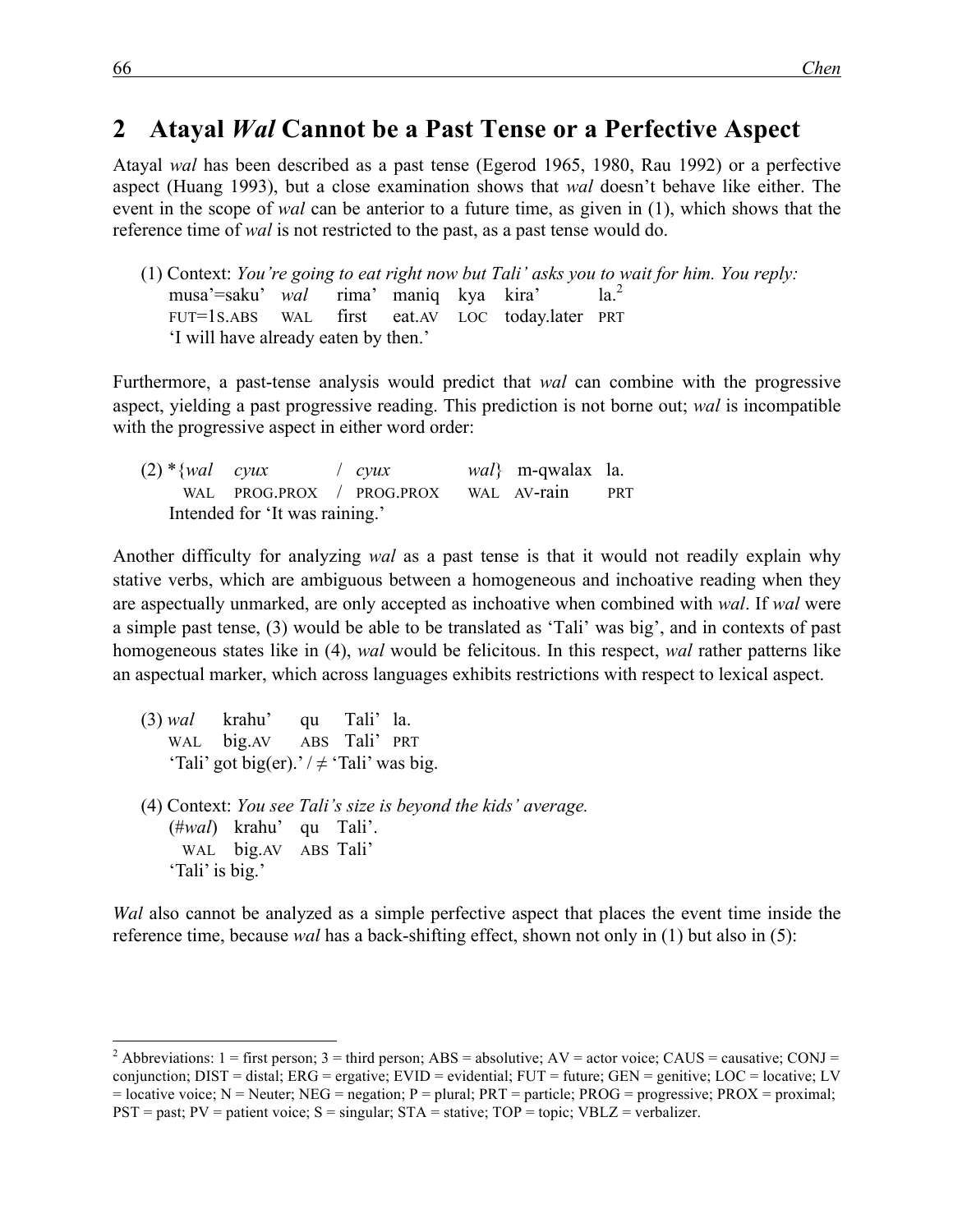## 2 Atayal *Wal* Cannot be a Past Tense or a Perfective Aspect

Atayal *wal* has been described as a past tense (Egerod 1965, 1980, Rau 1992) or a perfective aspect (Huang 1993), but a close examination shows that *wal* doesn't behave like either. The event in the scope of *wal* can be anterior to a future time, as given in (1), which shows that the reference time of *wal* is not restricted to the past, as a past tense would do.

(1) Context: *You're going to eat right now but Tali' asks you to wait for him. You reply:*
musa'=saku' *wal* rima' maniq kya kira' la.[2]
FUT=1S.ABS WAL first eat.AV LOC today.later PRT
'I will have already eaten by then.'

Furthermore, a past-tense analysis would predict that *wal* can combine with the progressive aspect, yielding a past progressive reading. This prediction is not borne out; *wal* is incompatible with the progressive aspect in either word order:

(2) *{*wal cyux* / *cyux wal*} m-qwalax la.
WAL PROG.PROX / PROG.PROX WAL AV-rain PRT
Intended for 'It was raining.'

Another difficulty for analyzing *wal* as a past tense is that it would not readily explain why stative verbs, which are ambiguous between a homogeneous and inchoative reading when they are aspectually unmarked, are only accepted as inchoative when combined with *wal*. If *wal* were a simple past tense, (3) would be able to be translated as 'Tali' was big', and in contexts of past homogeneous states like in (4), *wal* would be felicitous. In this respect, *wal* rather patterns like an aspectual marker, which across languages exhibits restrictions with respect to lexical aspect.

(3) *wal* krahu' qu Tali' la.
WAL big.AV ABS Tali' PRT
'Tali' got big(er).' / ≠ 'Tali' was big.

(4) Context: *You see Tali's size is beyond the kids' average.*
(#*wal*) krahu' qu Tali'.
WAL big.AV ABS Tali'
'Tali' is big.'

*Wal* also cannot be analyzed as a simple perfective aspect that places the event time inside the reference time, because *wal* has a back-shifting effect, shown not only in (1) but also in (5):

---

[2] Abbreviations: 1 = first person; 3 = third person; ABS = absolutive; AV = actor voice; CAUS = causative; CONJ = conjunction; DIST = distal; ERG = ergative; EVID = evidential; FUT = future; GEN = genitive; LOC = locative; LV = locative voice; N = Neuter; NEG = negation; P = plural; PRT = particle; PROG = progressive; PROX = proximal; PST = past; PV = patient voice; S = singular; STA = stative; TOP = topic; VBLZ = verbalizer.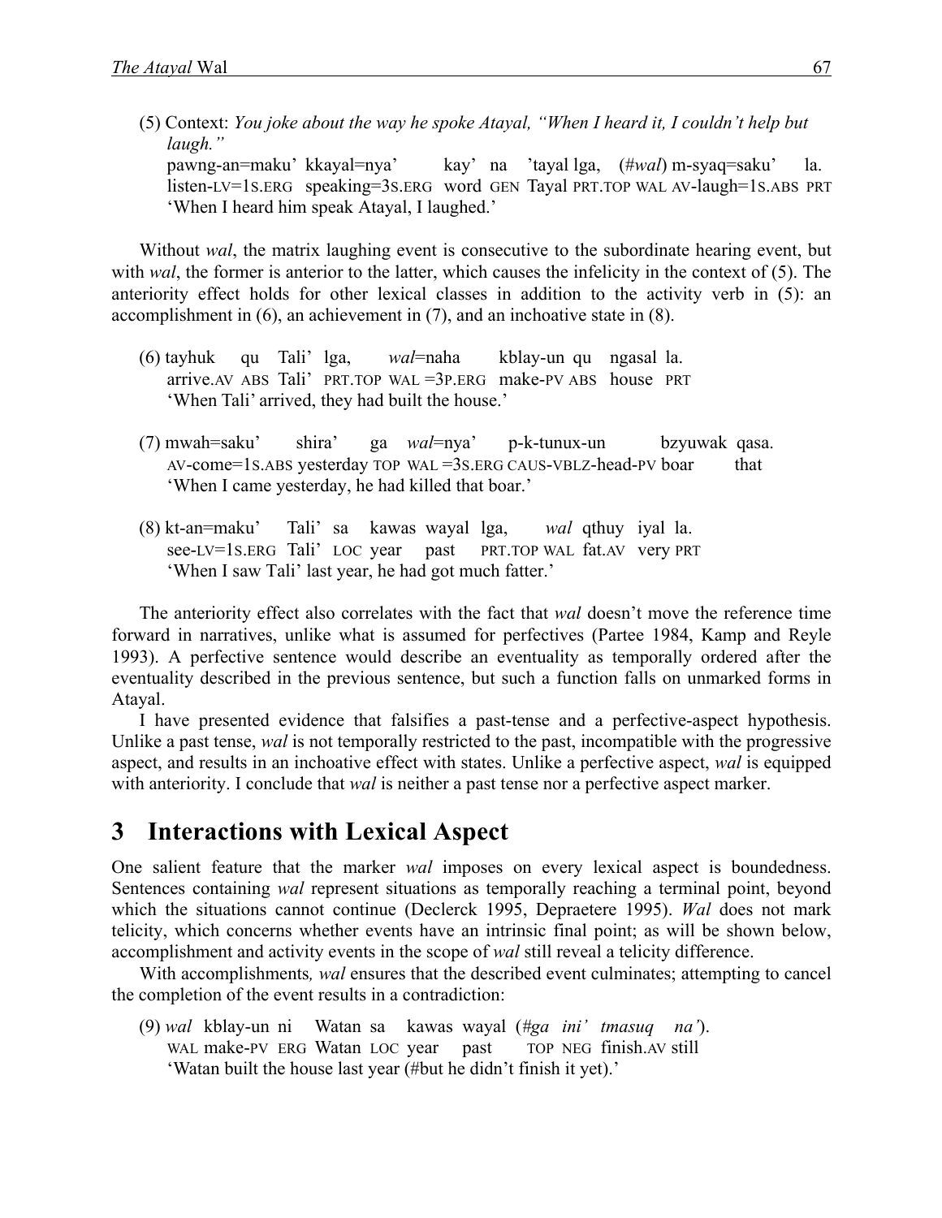(5) Context: *You joke about the way he spoke Atayal, "When I heard it, I couldn't help but laugh."*
 pawng-an=maku' kkayal=nya' kay' na 'tayal lga, (#*wal*) m-syaq=saku' la.
 listen-LV=1S.ERG speaking=3S.ERG word GEN Tayal PRT.TOP WAL AV-laugh=1S.ABS PRT
 'When I heard him speak Atayal, I laughed.'

Without *wal*, the matrix laughing event is consecutive to the subordinate hearing event, but with *wal*, the former is anterior to the latter, which causes the infelicity in the context of (5). The anteriority effect holds for other lexical classes in addition to the activity verb in (5): an accomplishment in (6), an achievement in (7), and an inchoative state in (8).

(6) tayhuk qu Tali' lga, *wal*=naha kblay-un qu ngasal la.
 arrive.AV ABS Tali' PRT.TOP WAL =3P.ERG make-PV ABS house PRT
 'When Tali' arrived, they had built the house.'

(7) mwah=saku' shira' ga *wal*=nya' p-k-tunux-un bzyuwak qasa.
 AV-come=1S.ABS yesterday TOP WAL =3S.ERG CAUS-VBLZ-head-PV boar that
 'When I came yesterday, he had killed that boar.'

(8) kt-an=maku' Tali' sa kawas wayal lga, *wal* qthuy iyal la.
 see-LV=1S.ERG Tali' LOC year past PRT.TOP WAL fat.AV very PRT
 'When I saw Tali' last year, he had got much fatter.'

The anteriority effect also correlates with the fact that *wal* doesn't move the reference time forward in narratives, unlike what is assumed for perfectives (Partee 1984, Kamp and Reyle 1993). A perfective sentence would describe an eventuality as temporally ordered after the eventuality described in the previous sentence, but such a function falls on unmarked forms in Atayal.

I have presented evidence that falsifies a past-tense and a perfective-aspect hypothesis. Unlike a past tense, *wal* is not temporally restricted to the past, incompatible with the progressive aspect, and results in an inchoative effect with states. Unlike a perfective aspect, *wal* is equipped with anteriority. I conclude that *wal* is neither a past tense nor a perfective aspect marker.

## 3 Interactions with Lexical Aspect

One salient feature that the marker *wal* imposes on every lexical aspect is boundedness. Sentences containing *wal* represent situations as temporally reaching a terminal point, beyond which the situations cannot continue (Declerck 1995, Depraetere 1995). *Wal* does not mark telicity, which concerns whether events have an intrinsic final point; as will be shown below, accomplishment and activity events in the scope of *wal* still reveal a telicity difference.

With accomplishments*, wal* ensures that the described event culminates; attempting to cancel the completion of the event results in a contradiction:

(9) *wal* kblay-un ni Watan sa kawas wayal (#*ga ini' tmasuq na'*).
 WAL make-PV ERG Watan LOC year past TOP NEG finish.AV still
 'Watan built the house last year (#but he didn't finish it yet).'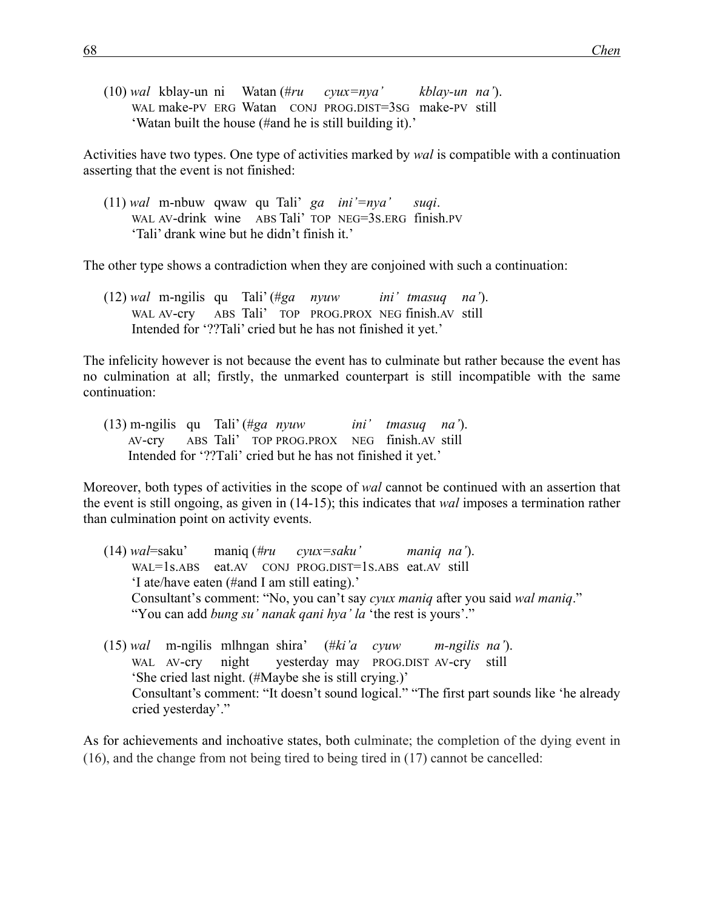(10) *wal* kblay-un ni Watan (*#ru cyux=nya' kblay-un na'*).
WAL make-PV ERG Watan CONJ PROG.DIST=3SG make-PV still
'Watan built the house (#and he is still building it).'

Activities have two types. One type of activities marked by *wal* is compatible with a continuation asserting that the event is not finished:

(11) *wal* m-nbuw qwaw qu Tali' *ga ini'=nya' suqi*.
WAL AV-drink wine ABS Tali' TOP NEG=3S.ERG finish.PV
'Tali' drank wine but he didn't finish it.'

The other type shows a contradiction when they are conjoined with such a continuation:

(12) *wal* m-ngilis qu Tali' (*#ga nyuw ini' tmasuq na'*).
WAL AV-cry ABS Tali' TOP PROG.PROX NEG finish.AV still
Intended for '??Tali' cried but he has not finished it yet.'

The infelicity however is not because the event has to culminate but rather because the event has no culmination at all; firstly, the unmarked counterpart is still incompatible with the same continuation:

(13) m-ngilis qu Tali' (*#ga nyuw ini' tmasuq na'*).
AV-cry ABS Tali' TOP PROG.PROX NEG finish.AV still
Intended for '??Tali' cried but he has not finished it yet.'

Moreover, both types of activities in the scope of *wal* cannot be continued with an assertion that the event is still ongoing, as given in (14-15); this indicates that *wal* imposes a termination rather than culmination point on activity events.

(14) *wal*=saku' maniq (*#ru cyux=saku' maniq na'*).
WAL=1S.ABS eat.AV CONJ PROG.DIST=1S.ABS eat.AV still
'I ate/have eaten (#and I am still eating).'
Consultant's comment: "No, you can't say *cyux maniq* after you said *wal maniq*."
"You can add *bung su' nanak qani hya' la* 'the rest is yours'."

(15) *wal* m-ngilis mlhngan shira' (*#ki'a cyuw m-ngilis na'*).
WAL AV-cry night yesterday may PROG.DIST AV-cry still
'She cried last night. (#Maybe she is still crying.)'
Consultant's comment: "It doesn't sound logical." "The first part sounds like 'he already cried yesterday'."

As for achievements and inchoative states, both culminate; the completion of the dying event in (16), and the change from not being tired to being tired in (17) cannot be cancelled: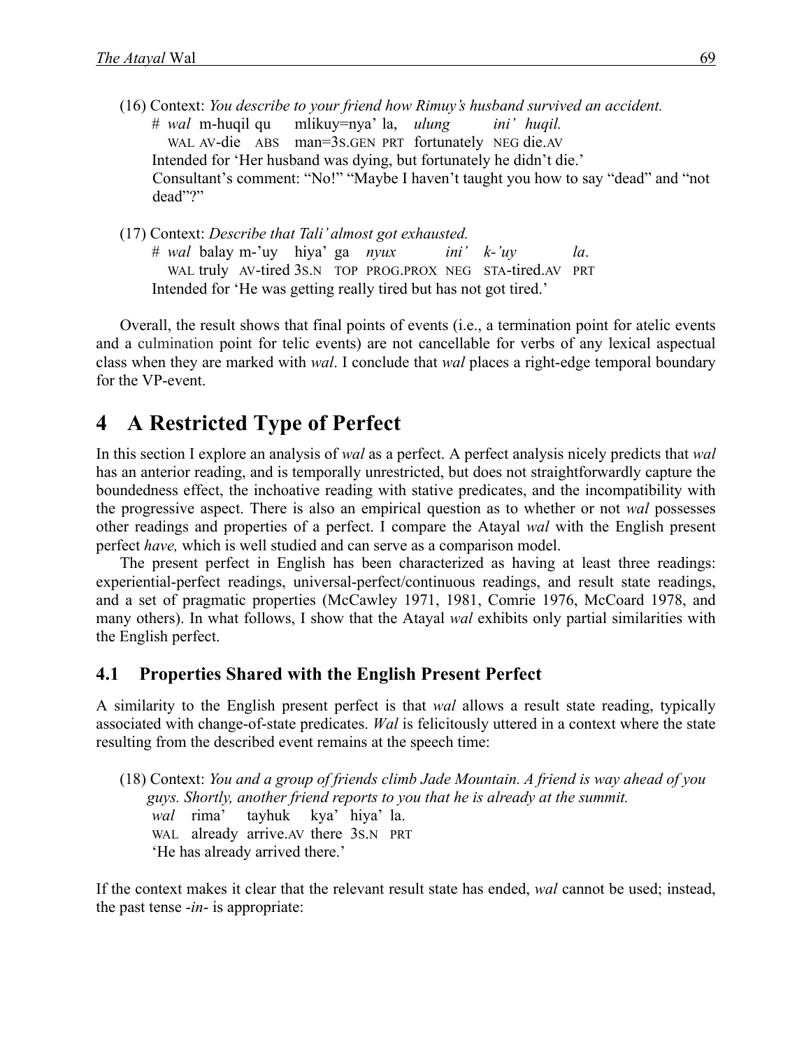(16) Context: *You describe to your friend how Rimuy's husband survived an accident.*

&nbsp;&nbsp;&nbsp;&nbsp;# *wal* m-huqil qu mlikuy=nya' la, *ulung ini' huqil.*
&nbsp;&nbsp;&nbsp;&nbsp;WAL AV-die ABS man=3S.GEN PRT fortunately NEG die.AV
&nbsp;&nbsp;&nbsp;&nbsp;Intended for 'Her husband was dying, but fortunately he didn't die.'
&nbsp;&nbsp;&nbsp;&nbsp;Consultant's comment: "No!" "Maybe I haven't taught you how to say "dead" and "not dead"?"

(17) Context: *Describe that Tali' almost got exhausted.*

&nbsp;&nbsp;&nbsp;&nbsp;# *wal* balay m-'uy hiya' ga *nyux ini' k-'uy la*.
&nbsp;&nbsp;&nbsp;&nbsp;WAL truly AV-tired 3S.N TOP PROG.PROX NEG STA-tired.AV PRT
&nbsp;&nbsp;&nbsp;&nbsp;Intended for 'He was getting really tired but has not got tired.'

Overall, the result shows that final points of events (i.e., a termination point for atelic events and a culmination point for telic events) are not cancellable for verbs of any lexical aspectual class when they are marked with *wal*. I conclude that *wal* places a right-edge temporal boundary for the VP-event.

# 4 A Restricted Type of Perfect

In this section I explore an analysis of *wal* as a perfect. A perfect analysis nicely predicts that *wal* has an anterior reading, and is temporally unrestricted, but does not straightforwardly capture the boundedness effect, the inchoative reading with stative predicates, and the incompatibility with the progressive aspect. There is also an empirical question as to whether or not *wal* possesses other readings and properties of a perfect. I compare the Atayal *wal* with the English present perfect *have,* which is well studied and can serve as a comparison model.

The present perfect in English has been characterized as having at least three readings: experiential-perfect readings, universal-perfect/continuous readings, and result state readings, and a set of pragmatic properties (McCawley 1971, 1981, Comrie 1976, McCoard 1978, and many others). In what follows, I show that the Atayal *wal* exhibits only partial similarities with the English perfect.

## 4.1 Properties Shared with the English Present Perfect

A similarity to the English present perfect is that *wal* allows a result state reading, typically associated with change-of-state predicates. *Wal* is felicitously uttered in a context where the state resulting from the described event remains at the speech time:

(18) Context: *You and a group of friends climb Jade Mountain. A friend is way ahead of you guys. Shortly, another friend reports to you that he is already at the summit.*

&nbsp;&nbsp;&nbsp;&nbsp;*wal* rima' tayhuk kya' hiya' la.
&nbsp;&nbsp;&nbsp;&nbsp;WAL already arrive.AV there 3S.N PRT
&nbsp;&nbsp;&nbsp;&nbsp;'He has already arrived there.'

If the context makes it clear that the relevant result state has ended, *wal* cannot be used; instead, the past tense *-in-* is appropriate: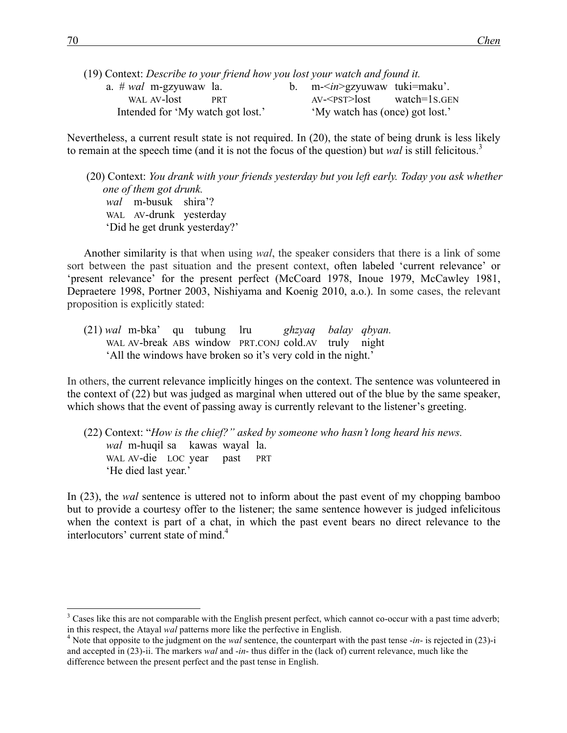(19) Context: *Describe to your friend how you lost your watch and found it.*

a. # *wal* m-gzyuwaw la.
   WAL AV-lost PRT
   Intended for 'My watch got lost.'

b. m-<*in*>gzyuwaw tuki=maku'.
   AV-<PST>lost watch=1S.GEN
   'My watch has (once) got lost.'

Nevertheless, a current result state is not required. In (20), the state of being drunk is less likely to remain at the speech time (and it is not the focus of the question) but *wal* is still felicitous.[3]

(20) Context: *You drank with your friends yesterday but you left early. Today you ask whether one of them got drunk.*
   *wal* m-busuk shira'?
   WAL AV-drunk yesterday
   'Did he get drunk yesterday?'

Another similarity is that when using *wal*, the speaker considers that there is a link of some sort between the past situation and the present context, often labeled 'current relevance' or 'present relevance' for the present perfect (McCoard 1978, Inoue 1979, McCawley 1981, Depraetere 1998, Portner 2003, Nishiyama and Koenig 2010, a.o.). In some cases, the relevant proposition is explicitly stated:

(21) *wal* m-bka' qu tubung lru *ghzyaq balay qbyan.*
   WAL AV-break ABS window PRT.CONJ cold.AV truly night
   'All the windows have broken so it's very cold in the night.'

In others, the current relevance implicitly hinges on the context. The sentence was volunteered in the context of (22) but was judged as marginal when uttered out of the blue by the same speaker, which shows that the event of passing away is currently relevant to the listener's greeting.

(22) Context: "*How is the chief?" asked by someone who hasn't long heard his news.*
   *wal* m-huqil sa kawas wayal la.
   WAL AV-die LOC year past PRT
   'He died last year.'

In (23), the *wal* sentence is uttered not to inform about the past event of my chopping bamboo but to provide a courtesy offer to the listener; the same sentence however is judged infelicitous when the context is part of a chat, in which the past event bears no direct relevance to the interlocutors' current state of mind.[4]

---

[3] Cases like this are not comparable with the English present perfect, which cannot co-occur with a past time adverb; in this respect, the Atayal *wal* patterns more like the perfective in English.

[4] Note that opposite to the judgment on the *wal* sentence, the counterpart with the past tense -*in*- is rejected in (23)-i and accepted in (23)-ii. The markers *wal* and -*in*- thus differ in the (lack of) current relevance, much like the difference between the present perfect and the past tense in English.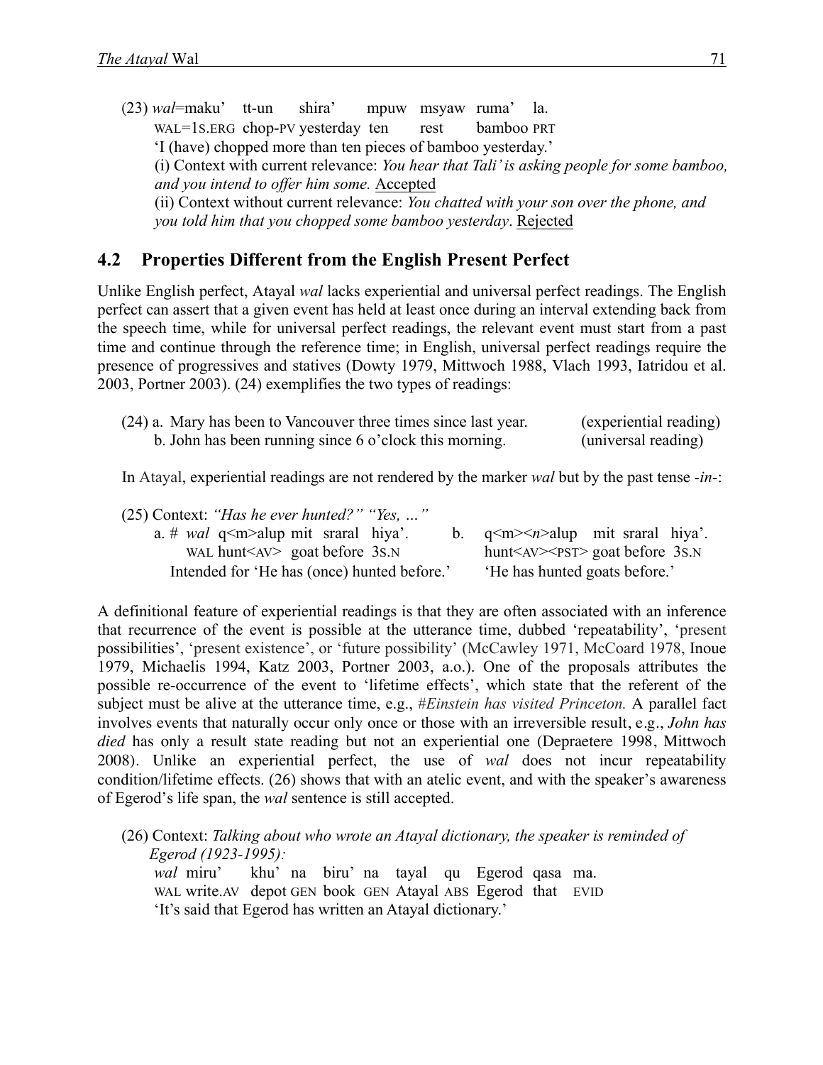(23) *wal*=maku' tt-un shira' mpuw msyaw ruma' la.
WAL=1S.ERG chop-PV yesterday ten rest bamboo PRT
'I (have) chopped more than ten pieces of bamboo yesterday.'
(i) Context with current relevance: *You hear that Tali' is asking people for some bamboo, and you intend to offer him some.* Accepted
(ii) Context without current relevance: *You chatted with your son over the phone, and you told him that you chopped some bamboo yesterday*. Rejected

## 4.2 Properties Different from the English Present Perfect

Unlike English perfect, Atayal *wal* lacks experiential and universal perfect readings. The English perfect can assert that a given event has held at least once during an interval extending back from the speech time, while for universal perfect readings, the relevant event must start from a past time and continue through the reference time; in English, universal perfect readings require the presence of progressives and statives (Dowty 1979, Mittwoch 1988, Vlach 1993, Iatridou et al. 2003, Portner 2003). (24) exemplifies the two types of readings:

(24) a. Mary has been to Vancouver three times since last year. (experiential reading)
b. John has been running since 6 o'clock this morning. (universal reading)

In Atayal, experiential readings are not rendered by the marker *wal* but by the past tense *-in-*:

(25) Context: *"Has he ever hunted?" "Yes, …"*
a. # *wal* q<m>alup mit sraral hiya'.
WAL hunt<AV> goat before 3S.N
Intended for 'He has (once) hunted before.'
b. q<m><*n*>alup mit sraral hiya'.
hunt<AV><PST> goat before 3S.N
'He has hunted goats before.'

A definitional feature of experiential readings is that they are often associated with an inference that recurrence of the event is possible at the utterance time, dubbed 'repeatability', 'present possibilities', 'present existence', or 'future possibility' (McCawley 1971, McCoard 1978, Inoue 1979, Michaelis 1994, Katz 2003, Portner 2003, a.o.). One of the proposals attributes the possible re-occurrence of the event to 'lifetime effects', which state that the referent of the subject must be alive at the utterance time, e.g., *#Einstein has visited Princeton.* A parallel fact involves events that naturally occur only once or those with an irreversible result, e.g., *John has died* has only a result state reading but not an experiential one (Depraetere 1998, Mittwoch 2008). Unlike an experiential perfect, the use of *wal* does not incur repeatability condition/lifetime effects. (26) shows that with an atelic event, and with the speaker's awareness of Egerod's life span, the *wal* sentence is still accepted.

(26) Context: *Talking about who wrote an Atayal dictionary, the speaker is reminded of Egerod (1923-1995):*
*wal* miru' khu' na biru' na tayal qu Egerod qasa ma.
WAL write.AV depot GEN book GEN Atayal ABS Egerod that EVID
'It's said that Egerod has written an Atayal dictionary.'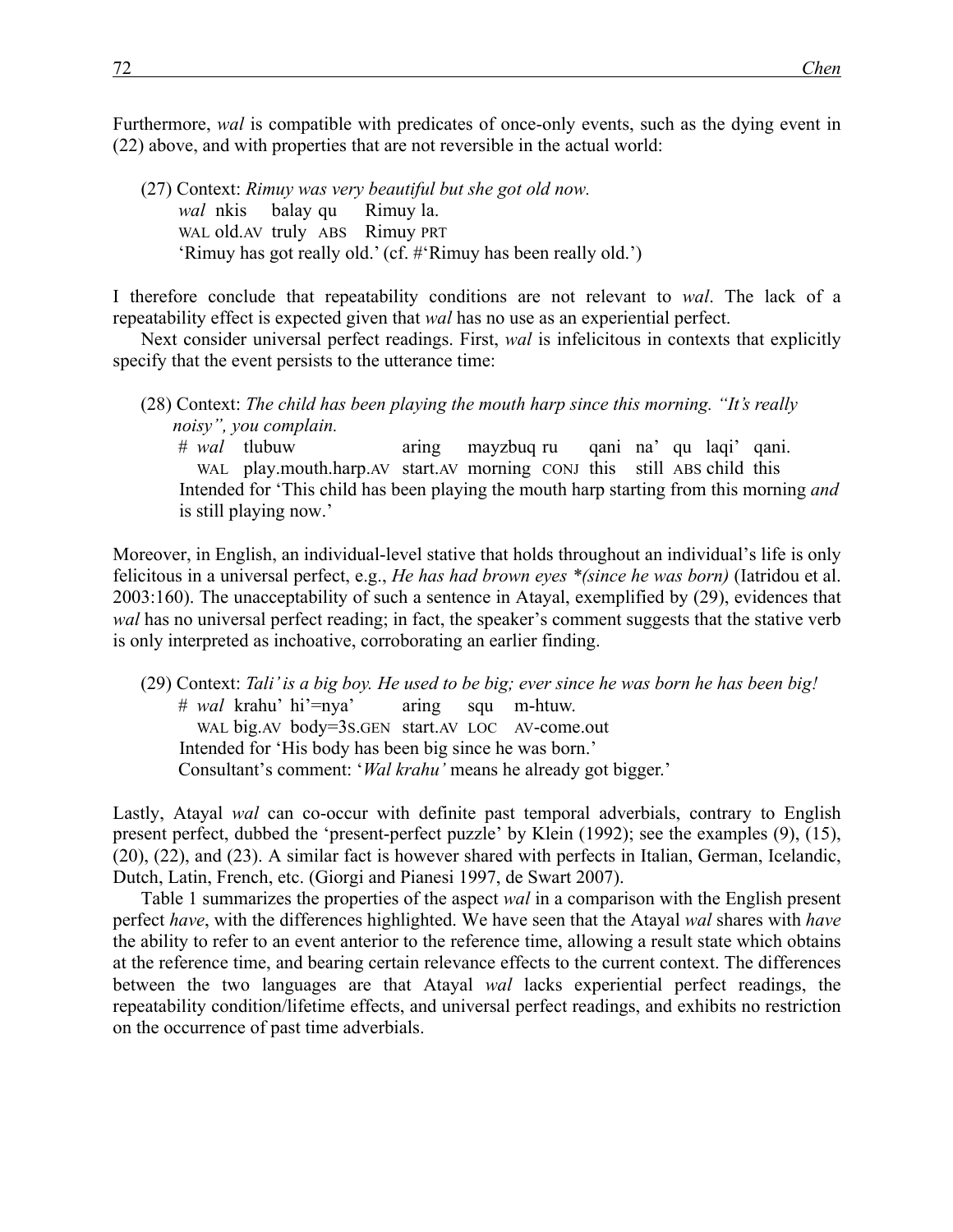Furthermore, *wal* is compatible with predicates of once-only events, such as the dying event in (22) above, and with properties that are not reversible in the actual world:

(27) Context: *Rimuy was very beautiful but she got old now.*
*wal* nkis balay qu Rimuy la.
WAL old.AV truly ABS Rimuy PRT
'Rimuy has got really old.' (cf. #'Rimuy has been really old.')

I therefore conclude that repeatability conditions are not relevant to *wal*. The lack of a repeatability effect is expected given that *wal* has no use as an experiential perfect.

Next consider universal perfect readings. First, *wal* is infelicitous in contexts that explicitly specify that the event persists to the utterance time:

(28) Context: *The child has been playing the mouth harp since this morning. "It's really noisy", you complain.*
\# *wal* tlubuw aring mayzbuq ru qani na' qu laqi' qani.
WAL play.mouth.harp.AV start.AV morning CONJ this still ABS child this
Intended for 'This child has been playing the mouth harp starting from this morning *and* is still playing now.'

Moreover, in English, an individual-level stative that holds throughout an individual's life is only felicitous in a universal perfect, e.g., *He has had brown eyes \*(since he was born)* (Iatridou et al. 2003:160). The unacceptability of such a sentence in Atayal, exemplified by (29), evidences that *wal* has no universal perfect reading; in fact, the speaker's comment suggests that the stative verb is only interpreted as inchoative, corroborating an earlier finding.

(29) Context: *Tali' is a big boy. He used to be big; ever since he was born he has been big!*
\# *wal* krahu' hi'=nya' aring squ m-htuw.
WAL big.AV body=3S.GEN start.AV LOC AV-come.out
Intended for 'His body has been big since he was born.'
Consultant's comment: '*Wal krahu'* means he already got bigger.'

Lastly, Atayal *wal* can co-occur with definite past temporal adverbials, contrary to English present perfect, dubbed the 'present-perfect puzzle' by Klein (1992); see the examples (9), (15), (20), (22), and (23). A similar fact is however shared with perfects in Italian, German, Icelandic, Dutch, Latin, French, etc. (Giorgi and Pianesi 1997, de Swart 2007).

Table 1 summarizes the properties of the aspect *wal* in a comparison with the English present perfect *have*, with the differences highlighted. We have seen that the Atayal *wal* shares with *have* the ability to refer to an event anterior to the reference time, allowing a result state which obtains at the reference time, and bearing certain relevance effects to the current context. The differences between the two languages are that Atayal *wal* lacks experiential perfect readings, the repeatability condition/lifetime effects, and universal perfect readings, and exhibits no restriction on the occurrence of past time adverbials.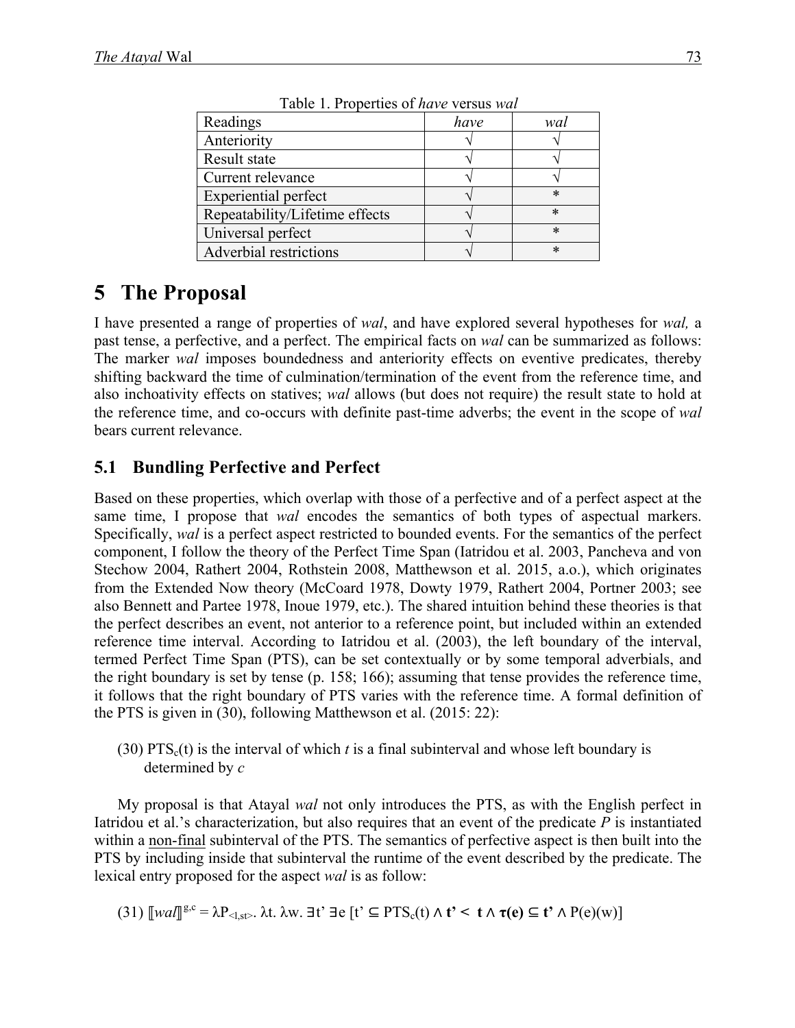Table 1. Properties of *have* versus *wal*

| Readings | *have* | *wal* |
|---|---|---|
| Anteriority | √ | √ |
| Result state | √ | √ |
| Current relevance | √ | √ |
| Experiential perfect | √ | * |
| Repeatability/Lifetime effects | √ | * |
| Universal perfect | √ | * |
| Adverbial restrictions | √ | * |

# 5 The Proposal

I have presented a range of properties of *wal*, and have explored several hypotheses for *wal,* a past tense, a perfective, and a perfect. The empirical facts on *wal* can be summarized as follows: The marker *wal* imposes boundedness and anteriority effects on eventive predicates, thereby shifting backward the time of culmination/termination of the event from the reference time, and also inchoativity effects on statives; *wal* allows (but does not require) the result state to hold at the reference time, and co-occurs with definite past-time adverbs; the event in the scope of *wal* bears current relevance.

## 5.1 Bundling Perfective and Perfect

Based on these properties, which overlap with those of a perfective and of a perfect aspect at the same time, I propose that *wal* encodes the semantics of both types of aspectual markers. Specifically, *wal* is a perfect aspect restricted to bounded events. For the semantics of the perfect component, I follow the theory of the Perfect Time Span (Iatridou et al. 2003, Pancheva and von Stechow 2004, Rathert 2004, Rothstein 2008, Matthewson et al. 2015, a.o.), which originates from the Extended Now theory (McCoard 1978, Dowty 1979, Rathert 2004, Portner 2003; see also Bennett and Partee 1978, Inoue 1979, etc.). The shared intuition behind these theories is that the perfect describes an event, not anterior to a reference point, but included within an extended reference time interval. According to Iatridou et al. (2003), the left boundary of the interval, termed Perfect Time Span (PTS), can be set contextually or by some temporal adverbials, and the right boundary is set by tense (p. 158; 166); assuming that tense provides the reference time, it follows that the right boundary of PTS varies with the reference time. A formal definition of the PTS is given in (30), following Matthewson et al. (2015: 22):

(30) $PTS_c(t)$ is the interval of which *t* is a final subinterval and whose left boundary is determined by *c*

My proposal is that Atayal *wal* not only introduces the PTS, as with the English perfect in Iatridou et al.'s characterization, but also requires that an event of the predicate *P* is instantiated within a <u>non-final</u> subinterval of the PTS. The semantics of perfective aspect is then built into the PTS by including inside that subinterval the runtime of the event described by the predicate. The lexical entry proposed for the aspect *wal* is as follow:

(31) $[\![wal]\!]^{g,c} = \lambda P_{<l,st>}.\ \lambda t.\ \lambda w.\ \exists t'\ \exists e\ [t' \subseteq PTS_c(t) \wedge \mathbf{t' < t} \wedge \boldsymbol{\tau(e) \subseteq t'} \wedge P(e)(w)]$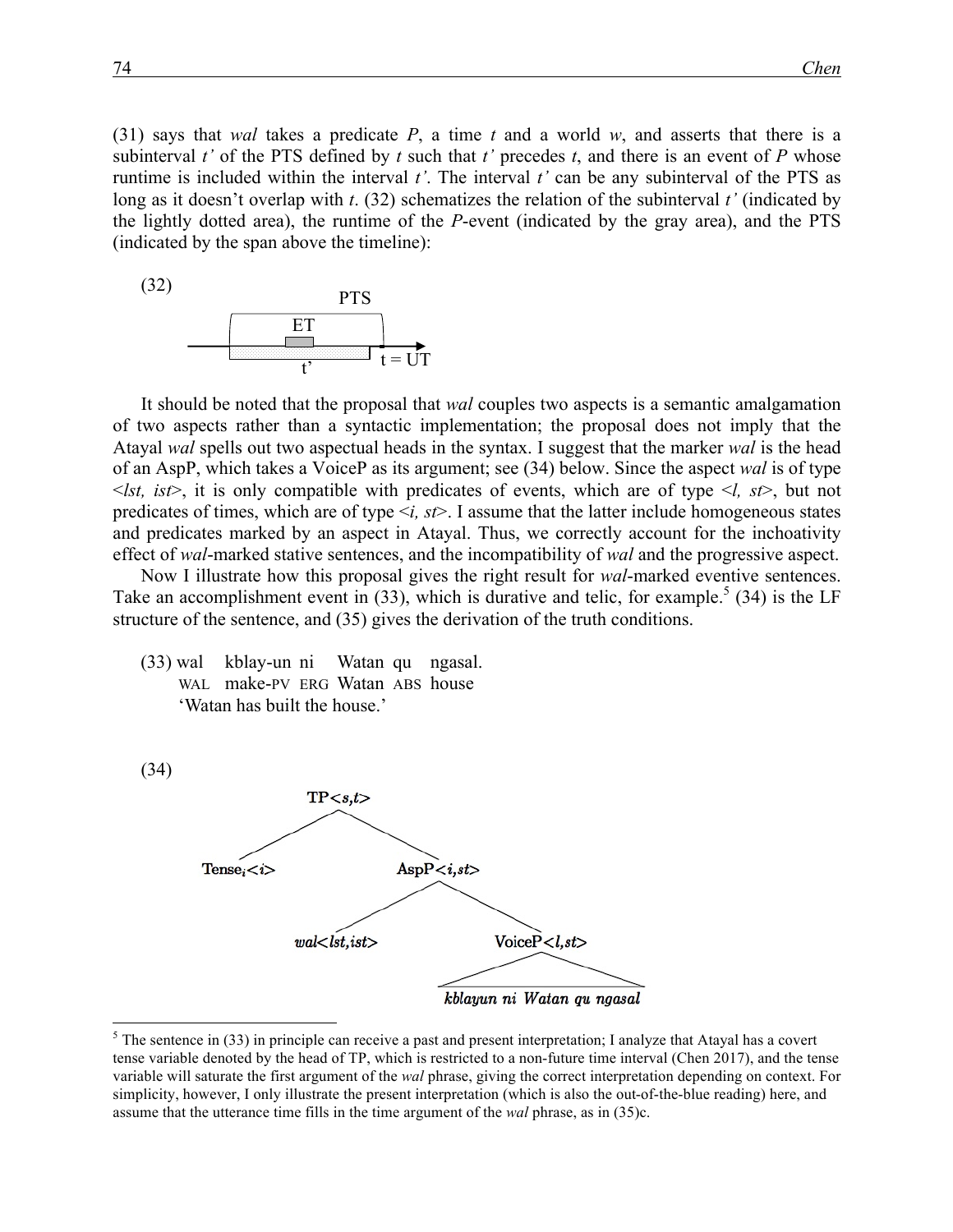(31) says that *wal* takes a predicate *P*, a time *t* and a world *w*, and asserts that there is a subinterval *t'* of the PTS defined by *t* such that *t'* precedes *t*, and there is an event of *P* whose runtime is included within the interval *t'*. The interval *t'* can be any subinterval of the PTS as long as it doesn't overlap with *t*. (32) schematizes the relation of the subinterval *t'* (indicated by the lightly dotted area), the runtime of the *P*-event (indicated by the gray area), and the PTS (indicated by the span above the timeline):

(32)

```
                 PTS
         ┌───────────────────┐
         │    ET             │
─────────│────[▒]────────────┼──►
         └░░░░░░░░░░░░░░░░┘  t = UT
               t'
```

It should be noted that the proposal that *wal* couples two aspects is a semantic amalgamation of two aspects rather than a syntactic implementation; the proposal does not imply that the Atayal *wal* spells out two aspectual heads in the syntax. I suggest that the marker *wal* is the head of an AspP, which takes a VoiceP as its argument; see (34) below. Since the aspect *wal* is of type <*lst, ist*>, it is only compatible with predicates of events, which are of type <*l, st*>, but not predicates of times, which are of type <*i, st*>. I assume that the latter include homogeneous states and predicates marked by an aspect in Atayal. Thus, we correctly account for the inchoativity effect of *wal*-marked stative sentences, and the incompatibility of *wal* and the progressive aspect.

Now I illustrate how this proposal gives the right result for *wal*-marked eventive sentences. Take an accomplishment event in (33), which is durative and telic, for example.[5] (34) is the LF structure of the sentence, and (35) gives the derivation of the truth conditions.

(33) wal kblay-un ni Watan qu ngasal.
WAL make-PV ERG Watan ABS house
'Watan has built the house.'

(34)

```
                TP<s,t>
               /       \
       Tense_i<i>      AspP<i,st>
                       /        \
            wal<lst,ist>       VoiceP<l,st>
                                    |
                        kblayun ni Watan qu ngasal
```

[5] The sentence in (33) in principle can receive a past and present interpretation; I analyze that Atayal has a covert tense variable denoted by the head of TP, which is restricted to a non-future time interval (Chen 2017), and the tense variable will saturate the first argument of the *wal* phrase, giving the correct interpretation depending on context. For simplicity, however, I only illustrate the present interpretation (which is also the out-of-the-blue reading) here, and assume that the utterance time fills in the time argument of the *wal* phrase, as in (35)c.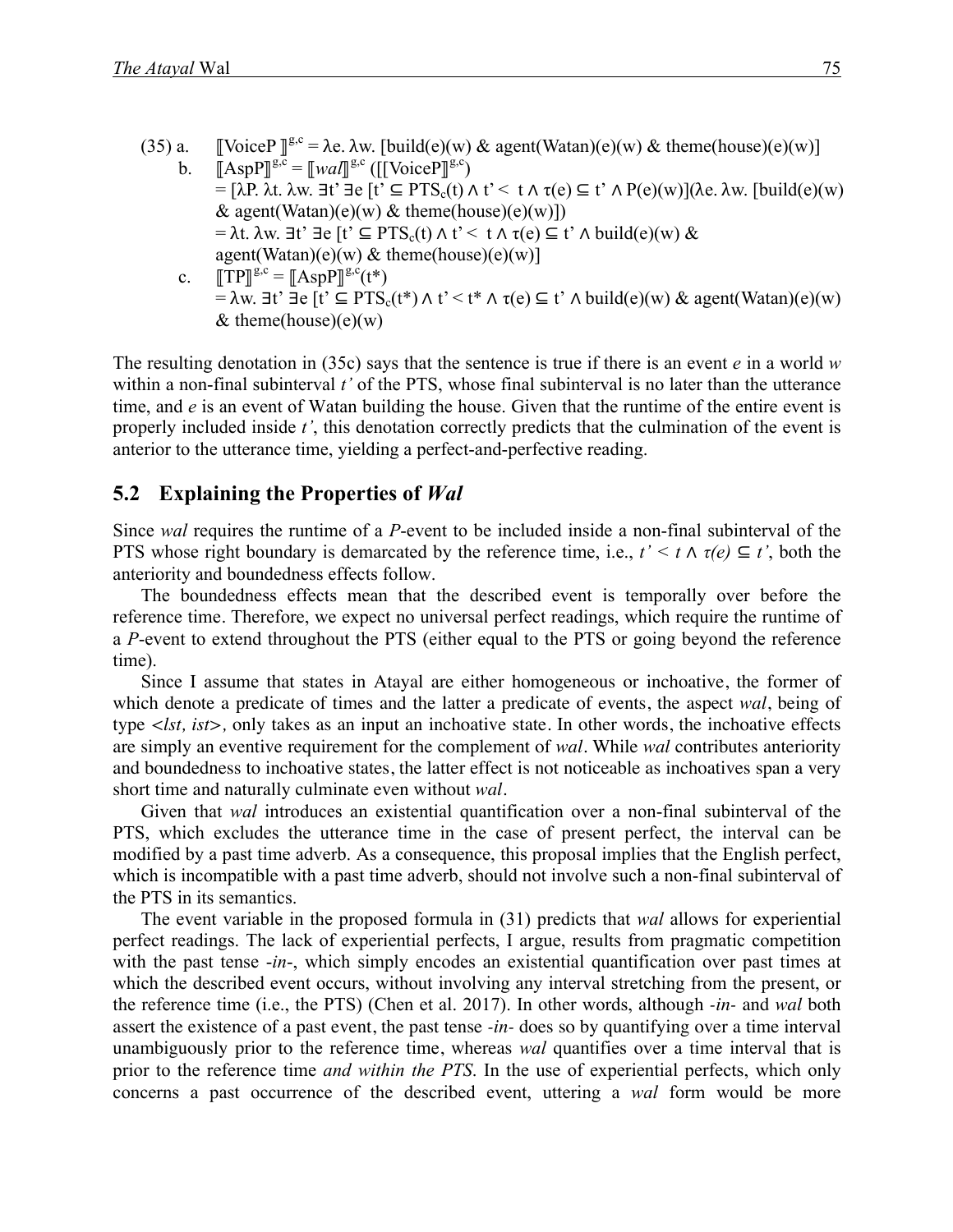(35) a. $[\![\text{VoiceP}]\!]^{g,c} = \lambda e.\ \lambda w.\ [\text{build}(e)(w)\ \&\ \text{agent}(\text{Watan})(e)(w)\ \&\ \text{theme}(\text{house})(e)(w)]$

b. $[\![\text{AspP}]\!]^{g,c} = [\![\textit{wal}]\!]^{g,c}\ ([\![\text{VoiceP}]\!]^{g,c})$
$= [\lambda P.\ \lambda t.\ \lambda w.\ \exists t'\ \exists e\ [t' \subseteq \text{PTS}_c(t) \land t' < t \land \tau(e) \subseteq t' \land P(e)(w)](\lambda e.\ \lambda w.\ [\text{build}(e)(w)\ \&\ \text{agent}(\text{Watan})(e)(w)\ \&\ \text{theme}(\text{house})(e)(w)])$
$= \lambda t.\ \lambda w.\ \exists t'\ \exists e\ [t' \subseteq \text{PTS}_c(t) \land t' < t \land \tau(e) \subseteq t' \land \text{build}(e)(w)\ \&\ \text{agent}(\text{Watan})(e)(w)\ \&\ \text{theme}(\text{house})(e)(w)]$

c. $[\![\text{TP}]\!]^{g,c} = [\![\text{AspP}]\!]^{g,c}(t^*)$
$= \lambda w.\ \exists t'\ \exists e\ [t' \subseteq \text{PTS}_c(t^*) \land t' < t^* \land \tau(e) \subseteq t' \land \text{build}(e)(w)\ \&\ \text{agent}(\text{Watan})(e)(w)\ \&\ \text{theme}(\text{house})(e)(w)$

The resulting denotation in (35c) says that the sentence is true if there is an event *e* in a world *w* within a non-final subinterval *t'* of the PTS, whose final subinterval is no later than the utterance time, and *e* is an event of Watan building the house. Given that the runtime of the entire event is properly included inside *t'*, this denotation correctly predicts that the culmination of the event is anterior to the utterance time, yielding a perfect-and-perfective reading.

## 5.2 Explaining the Properties of *Wal*

Since *wal* requires the runtime of a *P*-event to be included inside a non-final subinterval of the PTS whose right boundary is demarcated by the reference time, i.e., $t' < t \land \tau(e) \subseteq t'$, both the anteriority and boundedness effects follow.

The boundedness effects mean that the described event is temporally over before the reference time. Therefore, we expect no universal perfect readings, which require the runtime of a *P*-event to extend throughout the PTS (either equal to the PTS or going beyond the reference time).

Since I assume that states in Atayal are either homogeneous or inchoative, the former of which denote a predicate of times and the latter a predicate of events, the aspect *wal*, being of type *<lst, ist>,* only takes as an input an inchoative state. In other words, the inchoative effects are simply an eventive requirement for the complement of *wal*. While *wal* contributes anteriority and boundedness to inchoative states, the latter effect is not noticeable as inchoatives span a very short time and naturally culminate even without *wal*.

Given that *wal* introduces an existential quantification over a non-final subinterval of the PTS, which excludes the utterance time in the case of present perfect, the interval can be modified by a past time adverb. As a consequence, this proposal implies that the English perfect, which is incompatible with a past time adverb, should not involve such a non-final subinterval of the PTS in its semantics.

The event variable in the proposed formula in (31) predicts that *wal* allows for experiential perfect readings. The lack of experiential perfects, I argue, results from pragmatic competition with the past tense *-in-*, which simply encodes an existential quantification over past times at which the described event occurs, without involving any interval stretching from the present, or the reference time (i.e., the PTS) (Chen et al. 2017). In other words, although *-in-* and *wal* both assert the existence of a past event, the past tense *-in-* does so by quantifying over a time interval unambiguously prior to the reference time, whereas *wal* quantifies over a time interval that is prior to the reference time *and within the PTS.* In the use of experiential perfects, which only concerns a past occurrence of the described event, uttering a *wal* form would be more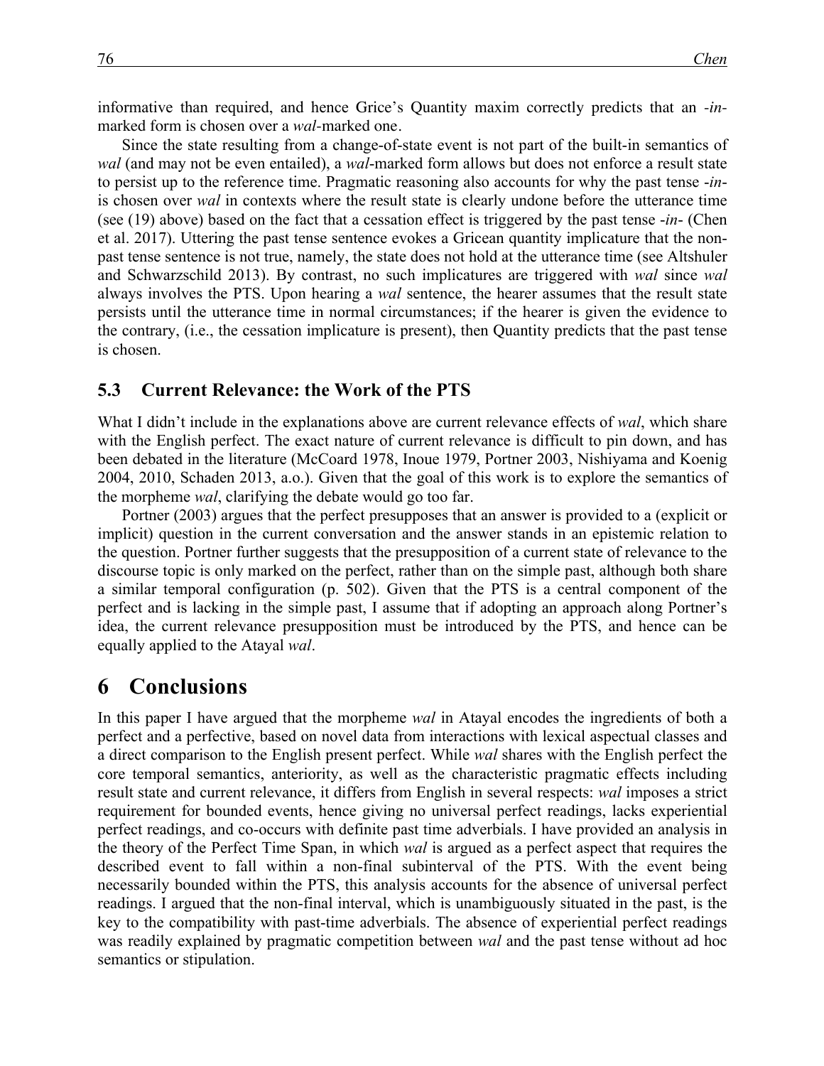informative than required, and hence Grice's Quantity maxim correctly predicts that an *-in*-marked form is chosen over a *wal*-marked one.

Since the state resulting from a change-of-state event is not part of the built-in semantics of *wal* (and may not be even entailed), a *wal*-marked form allows but does not enforce a result state to persist up to the reference time. Pragmatic reasoning also accounts for why the past tense *-in-* is chosen over *wal* in contexts where the result state is clearly undone before the utterance time (see (19) above) based on the fact that a cessation effect is triggered by the past tense *-in-* (Chen et al. 2017). Uttering the past tense sentence evokes a Gricean quantity implicature that the non-past tense sentence is not true, namely, the state does not hold at the utterance time (see Altshuler and Schwarzschild 2013). By contrast, no such implicatures are triggered with *wal* since *wal* always involves the PTS. Upon hearing a *wal* sentence, the hearer assumes that the result state persists until the utterance time in normal circumstances; if the hearer is given the evidence to the contrary, (i.e., the cessation implicature is present), then Quantity predicts that the past tense is chosen.

### 5.3 Current Relevance: the Work of the PTS

What I didn't include in the explanations above are current relevance effects of *wal*, which share with the English perfect. The exact nature of current relevance is difficult to pin down, and has been debated in the literature (McCoard 1978, Inoue 1979, Portner 2003, Nishiyama and Koenig 2004, 2010, Schaden 2013, a.o.). Given that the goal of this work is to explore the semantics of the morpheme *wal*, clarifying the debate would go too far.

Portner (2003) argues that the perfect presupposes that an answer is provided to a (explicit or implicit) question in the current conversation and the answer stands in an epistemic relation to the question. Portner further suggests that the presupposition of a current state of relevance to the discourse topic is only marked on the perfect, rather than on the simple past, although both share a similar temporal configuration (p. 502). Given that the PTS is a central component of the perfect and is lacking in the simple past, I assume that if adopting an approach along Portner's idea, the current relevance presupposition must be introduced by the PTS, and hence can be equally applied to the Atayal *wal*.

## 6 Conclusions

In this paper I have argued that the morpheme *wal* in Atayal encodes the ingredients of both a perfect and a perfective, based on novel data from interactions with lexical aspectual classes and a direct comparison to the English present perfect. While *wal* shares with the English perfect the core temporal semantics, anteriority, as well as the characteristic pragmatic effects including result state and current relevance, it differs from English in several respects: *wal* imposes a strict requirement for bounded events, hence giving no universal perfect readings, lacks experiential perfect readings, and co-occurs with definite past time adverbials. I have provided an analysis in the theory of the Perfect Time Span, in which *wal* is argued as a perfect aspect that requires the described event to fall within a non-final subinterval of the PTS. With the event being necessarily bounded within the PTS, this analysis accounts for the absence of universal perfect readings. I argued that the non-final interval, which is unambiguously situated in the past, is the key to the compatibility with past-time adverbials. The absence of experiential perfect readings was readily explained by pragmatic competition between *wal* and the past tense without ad hoc semantics or stipulation.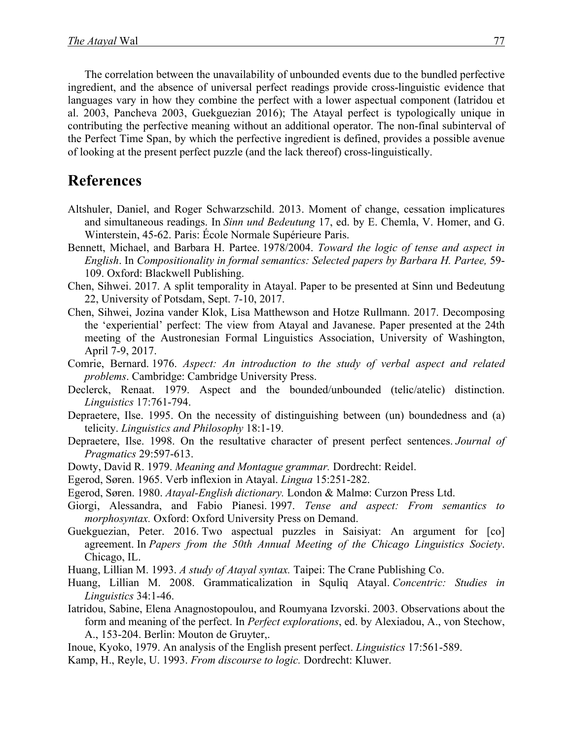The correlation between the unavailability of unbounded events due to the bundled perfective ingredient, and the absence of universal perfect readings provide cross-linguistic evidence that languages vary in how they combine the perfect with a lower aspectual component (Iatridou et al. 2003, Pancheva 2003, Guekguezian 2016); The Atayal perfect is typologically unique in contributing the perfective meaning without an additional operator. The non-final subinterval of the Perfect Time Span, by which the perfective ingredient is defined, provides a possible avenue of looking at the present perfect puzzle (and the lack thereof) cross-linguistically.

## References

Altshuler, Daniel, and Roger Schwarzschild. 2013. Moment of change, cessation implicatures and simultaneous readings. In *Sinn und Bedeutung* 17, ed. by E. Chemla, V. Homer, and G. Winterstein, 45-62. Paris: École Normale Supérieure Paris.

Bennett, Michael, and Barbara H. Partee. 1978/2004. *Toward the logic of tense and aspect in English*. In *Compositionality in formal semantics: Selected papers by Barbara H. Partee,* 59-109. Oxford: Blackwell Publishing.

Chen, Sihwei. 2017. A split temporality in Atayal. Paper to be presented at Sinn und Bedeutung 22, University of Potsdam, Sept. 7-10, 2017.

Chen, Sihwei, Jozina vander Klok, Lisa Matthewson and Hotze Rullmann. 2017. Decomposing the 'experiential' perfect: The view from Atayal and Javanese. Paper presented at the 24th meeting of the Austronesian Formal Linguistics Association, University of Washington, April 7-9, 2017.

Comrie, Bernard. 1976. *Aspect: An introduction to the study of verbal aspect and related problems*. Cambridge: Cambridge University Press.

Declerck, Renaat. 1979. Aspect and the bounded/unbounded (telic/atelic) distinction. *Linguistics* 17:761-794.

Depraetere, Ilse. 1995. On the necessity of distinguishing between (un) boundedness and (a) telicity. *Linguistics and Philosophy* 18:1-19.

Depraetere, Ilse. 1998. On the resultative character of present perfect sentences. *Journal of Pragmatics* 29:597-613.

Dowty, David R. 1979. *Meaning and Montague grammar.* Dordrecht: Reidel.

Egerod, Søren. 1965. Verb inflexion in Atayal. *Lingua* 15:251-282.

Egerod, Søren. 1980. *Atayal-English dictionary.* London & Malmø: Curzon Press Ltd.

Giorgi, Alessandra, and Fabio Pianesi. 1997. *Tense and aspect: From semantics to morphosyntax.* Oxford: Oxford University Press on Demand.

Guekguezian, Peter. 2016. Two aspectual puzzles in Saisiyat: An argument for [co] agreement. In *Papers from the 50th Annual Meeting of the Chicago Linguistics Society*. Chicago, IL.

Huang, Lillian M. 1993. *A study of Atayal syntax.* Taipei: The Crane Publishing Co.

Huang, Lillian M. 2008. Grammaticalization in Squliq Atayal. *Concentric: Studies in Linguistics* 34:1-46.

Iatridou, Sabine, Elena Anagnostopoulou, and Roumyana Izvorski. 2003. Observations about the form and meaning of the perfect. In *Perfect explorations*, ed. by Alexiadou, A., von Stechow, A., 153-204. Berlin: Mouton de Gruyter,.

Inoue, Kyoko, 1979. An analysis of the English present perfect. *Linguistics* 17:561-589.

Kamp, H., Reyle, U. 1993. *From discourse to logic.* Dordrecht: Kluwer.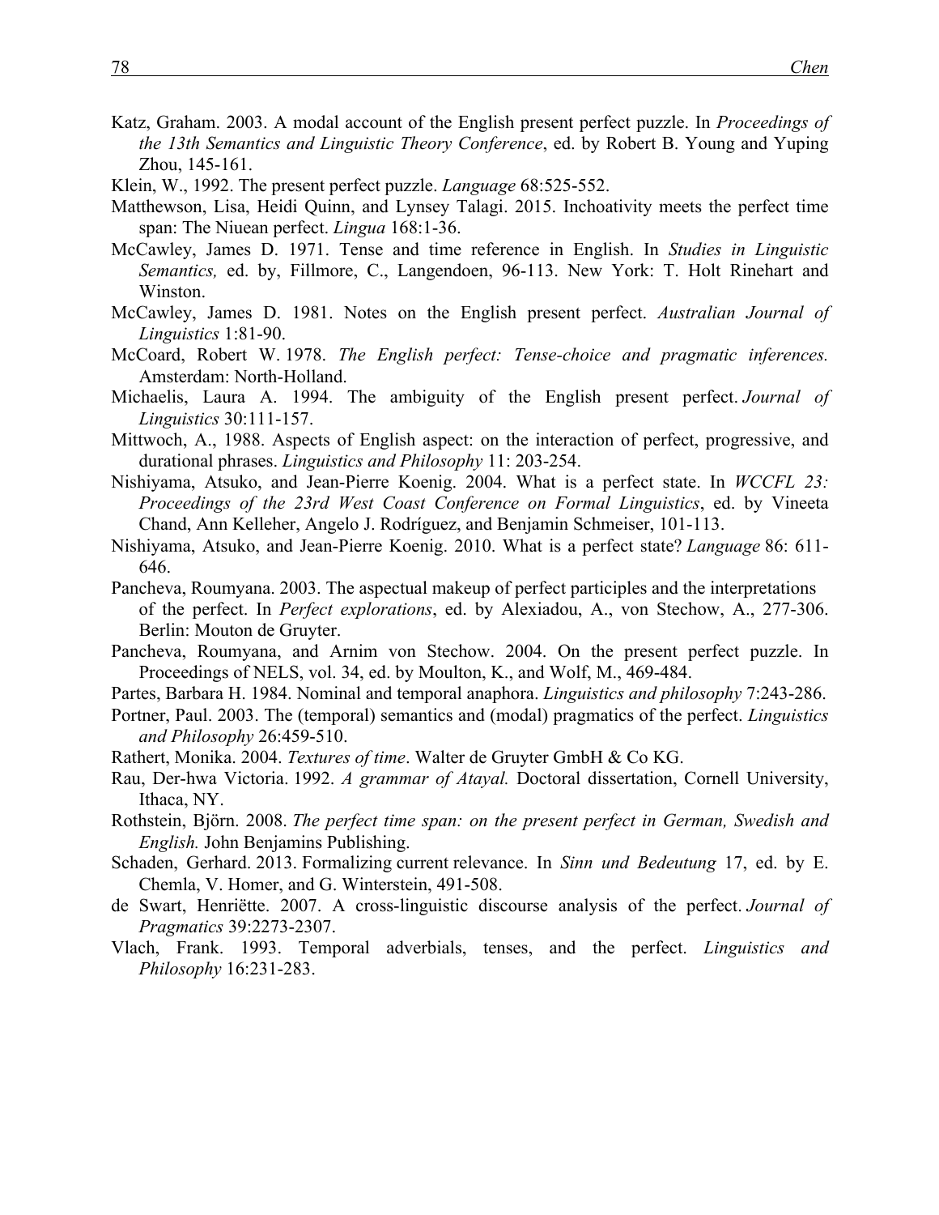Katz, Graham. 2003. A modal account of the English present perfect puzzle. In *Proceedings of the 13th Semantics and Linguistic Theory Conference*, ed. by Robert B. Young and Yuping Zhou, 145-161.

Klein, W., 1992. The present perfect puzzle. *Language* 68:525-552.

Matthewson, Lisa, Heidi Quinn, and Lynsey Talagi. 2015. Inchoativity meets the perfect time span: The Niuean perfect. *Lingua* 168:1-36.

McCawley, James D. 1971. Tense and time reference in English. In *Studies in Linguistic Semantics,* ed. by, Fillmore, C., Langendoen, 96-113. New York: T. Holt Rinehart and Winston.

McCawley, James D. 1981. Notes on the English present perfect. *Australian Journal of Linguistics* 1:81-90.

McCoard, Robert W. 1978. *The English perfect: Tense-choice and pragmatic inferences.* Amsterdam: North-Holland.

Michaelis, Laura A. 1994. The ambiguity of the English present perfect. *Journal of Linguistics* 30:111-157.

Mittwoch, A., 1988. Aspects of English aspect: on the interaction of perfect, progressive, and durational phrases. *Linguistics and Philosophy* 11: 203-254.

Nishiyama, Atsuko, and Jean-Pierre Koenig. 2004. What is a perfect state. In *WCCFL 23: Proceedings of the 23rd West Coast Conference on Formal Linguistics*, ed. by Vineeta Chand, Ann Kelleher, Angelo J. Rodríguez, and Benjamin Schmeiser, 101-113.

Nishiyama, Atsuko, and Jean-Pierre Koenig. 2010. What is a perfect state? *Language* 86: 611-646.

Pancheva, Roumyana. 2003. The aspectual makeup of perfect participles and the interpretations of the perfect. In *Perfect explorations*, ed. by Alexiadou, A., von Stechow, A., 277-306. Berlin: Mouton de Gruyter.

Pancheva, Roumyana, and Arnim von Stechow. 2004. On the present perfect puzzle. In Proceedings of NELS, vol. 34, ed. by Moulton, K., and Wolf, M., 469-484.

Partes, Barbara H. 1984. Nominal and temporal anaphora. *Linguistics and philosophy* 7:243-286.

Portner, Paul. 2003. The (temporal) semantics and (modal) pragmatics of the perfect. *Linguistics and Philosophy* 26:459-510.

Rathert, Monika. 2004. *Textures of time*. Walter de Gruyter GmbH & Co KG.

Rau, Der-hwa Victoria. 1992. *A grammar of Atayal.* Doctoral dissertation, Cornell University, Ithaca, NY.

Rothstein, Björn. 2008. *The perfect time span: on the present perfect in German, Swedish and English.* John Benjamins Publishing.

Schaden, Gerhard. 2013. Formalizing current relevance. In *Sinn und Bedeutung* 17, ed. by E. Chemla, V. Homer, and G. Winterstein, 491-508.

de Swart, Henriëtte. 2007. A cross-linguistic discourse analysis of the perfect. *Journal of Pragmatics* 39:2273-2307.

Vlach, Frank. 1993. Temporal adverbials, tenses, and the perfect. *Linguistics and Philosophy* 16:231-283.